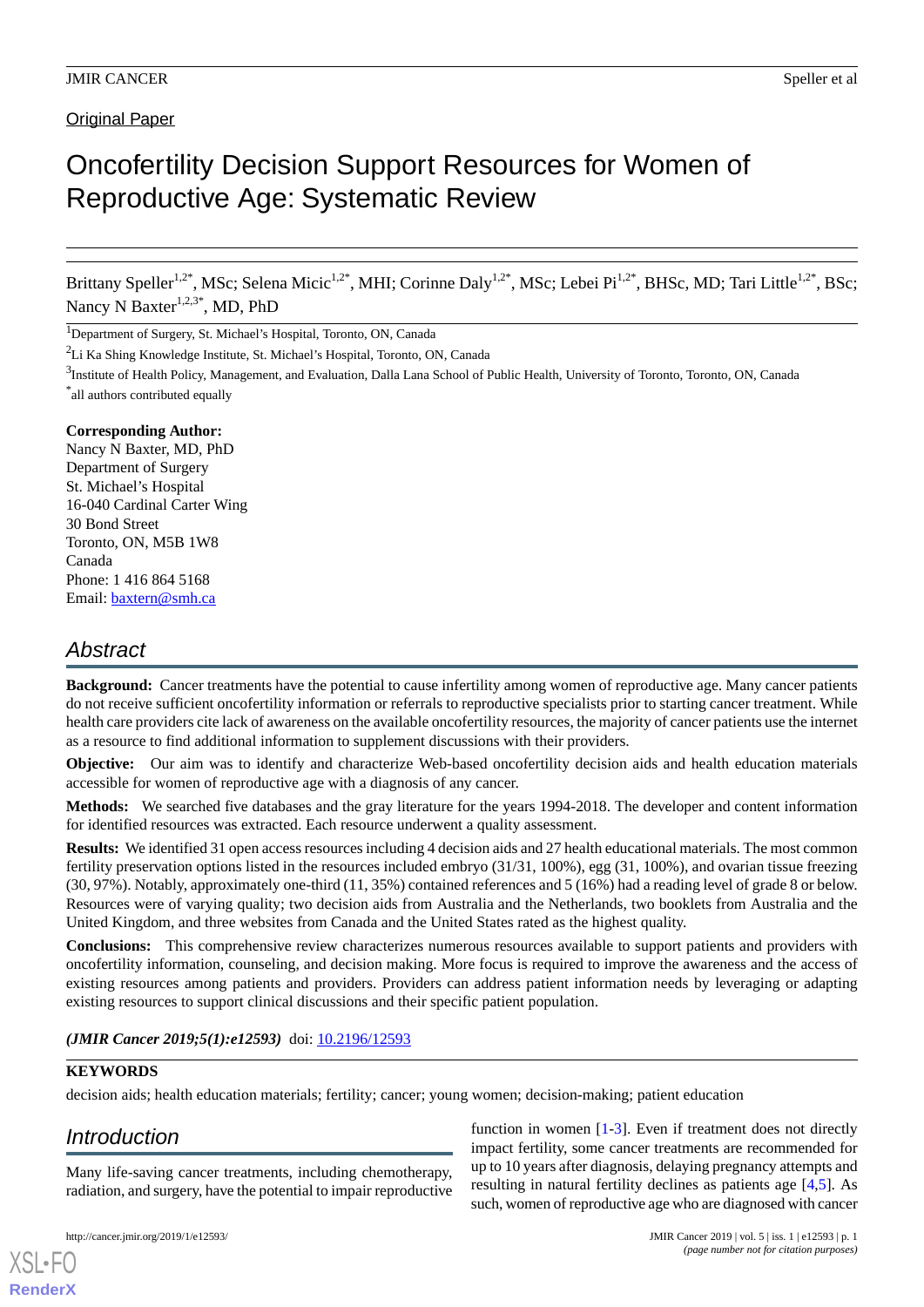Original Paper

# Oncofertility Decision Support Resources for Women of Reproductive Age: Systematic Review

Brittany Speller[1,2*], MSc; Selena Micic[1,2*], MHI; Corinne Daly[1,2*], MSc; Lebei Pi[1,2*], BHSc, MD; Tari Little[1,2*], BSc; Nancy N Baxter[1,2,3*], MD, PhD

[1]Department of Surgery, St. Michael's Hospital, Toronto, ON, Canada

[2]Li Ka Shing Knowledge Institute, St. Michael's Hospital, Toronto, ON, Canada

[3]Institute of Health Policy, Management, and Evaluation, Dalla Lana School of Public Health, University of Toronto, Toronto, ON, Canada

[*]all authors contributed equally

**Corresponding Author:**
Nancy N Baxter, MD, PhD
Department of Surgery
St. Michael's Hospital
16-040 Cardinal Carter Wing
30 Bond Street
Toronto, ON, M5B 1W8
Canada
Phone: 1 416 864 5168
Email: baxtern@smh.ca

## Abstract

**Background:** Cancer treatments have the potential to cause infertility among women of reproductive age. Many cancer patients do not receive sufficient oncofertility information or referrals to reproductive specialists prior to starting cancer treatment. While health care providers cite lack of awareness on the available oncofertility resources, the majority of cancer patients use the internet as a resource to find additional information to supplement discussions with their providers.

**Objective:** Our aim was to identify and characterize Web-based oncofertility decision aids and health education materials accessible for women of reproductive age with a diagnosis of any cancer.

**Methods:** We searched five databases and the gray literature for the years 1994-2018. The developer and content information for identified resources was extracted. Each resource underwent a quality assessment.

**Results:** We identified 31 open access resources including 4 decision aids and 27 health educational materials. The most common fertility preservation options listed in the resources included embryo (31/31, 100%), egg (31, 100%), and ovarian tissue freezing (30, 97%). Notably, approximately one-third (11, 35%) contained references and 5 (16%) had a reading level of grade 8 or below. Resources were of varying quality; two decision aids from Australia and the Netherlands, two booklets from Australia and the United Kingdom, and three websites from Canada and the United States rated as the highest quality.

**Conclusions:** This comprehensive review characterizes numerous resources available to support patients and providers with oncofertility information, counseling, and decision making. More focus is required to improve the awareness and the access of existing resources among patients and providers. Providers can address patient information needs by leveraging or adapting existing resources to support clinical discussions and their specific patient population.

***(JMIR Cancer 2019;5(1):e12593)*** doi: 10.2196/12593

**KEYWORDS**

decision aids; health education materials; fertility; cancer; young women; decision-making; patient education

## Introduction

Many life-saving cancer treatments, including chemotherapy, radiation, and surgery, have the potential to impair reproductive function in women [1-3]. Even if treatment does not directly impact fertility, some cancer treatments are recommended for up to 10 years after diagnosis, delaying pregnancy attempts and resulting in natural fertility declines as patients age [4,5]. As such, women of reproductive age who are diagnosed with cancer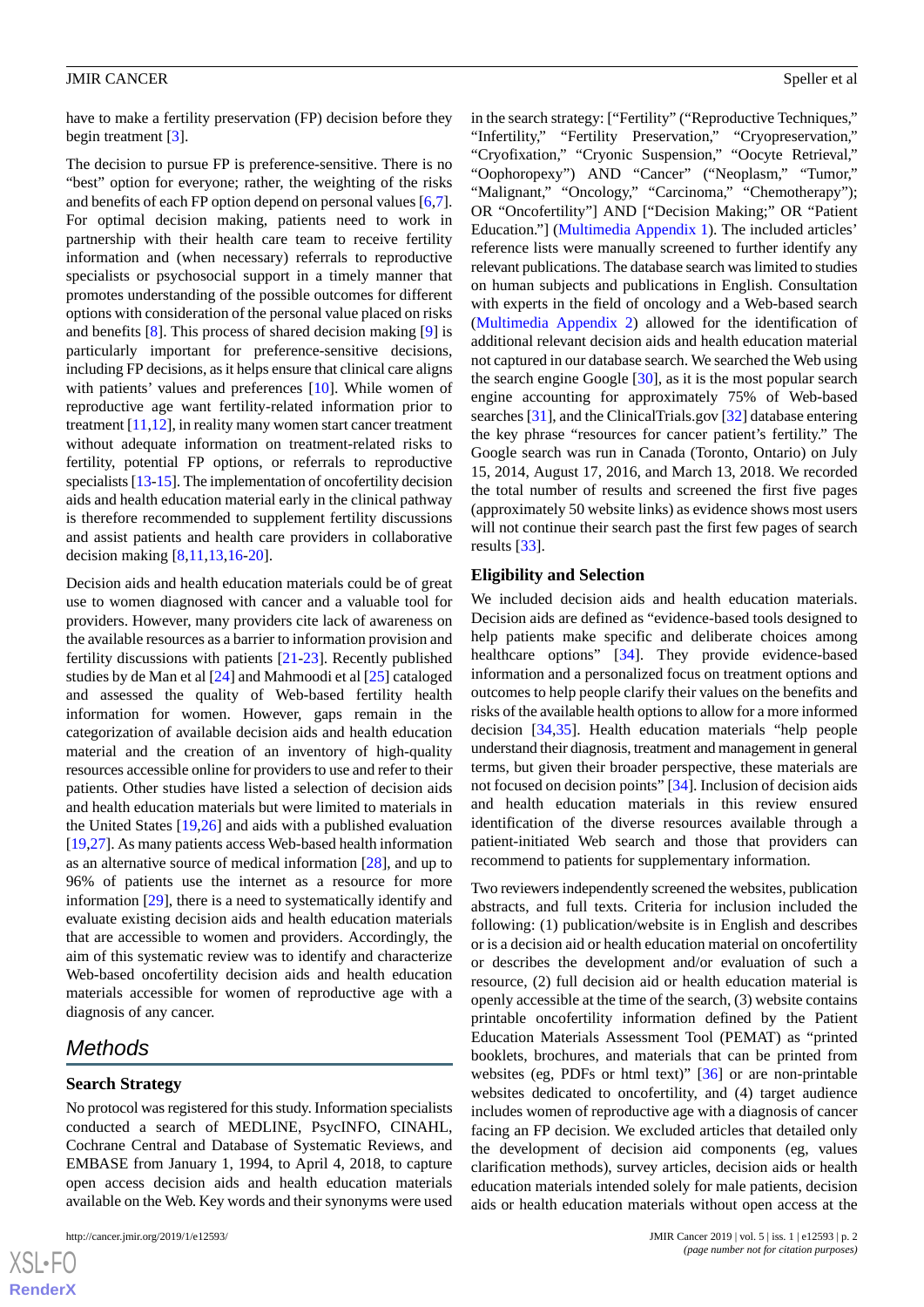have to make a fertility preservation (FP) decision before they begin treatment [3].

The decision to pursue FP is preference-sensitive. There is no "best" option for everyone; rather, the weighting of the risks and benefits of each FP option depend on personal values [6,7]. For optimal decision making, patients need to work in partnership with their health care team to receive fertility information and (when necessary) referrals to reproductive specialists or psychosocial support in a timely manner that promotes understanding of the possible outcomes for different options with consideration of the personal value placed on risks and benefits [8]. This process of shared decision making [9] is particularly important for preference-sensitive decisions, including FP decisions, as it helps ensure that clinical care aligns with patients' values and preferences [10]. While women of reproductive age want fertility-related information prior to treatment [11,12], in reality many women start cancer treatment without adequate information on treatment-related risks to fertility, potential FP options, or referrals to reproductive specialists [13-15]. The implementation of oncofertility decision aids and health education material early in the clinical pathway is therefore recommended to supplement fertility discussions and assist patients and health care providers in collaborative decision making [8,11,13,16-20].

Decision aids and health education materials could be of great use to women diagnosed with cancer and a valuable tool for providers. However, many providers cite lack of awareness on the available resources as a barrier to information provision and fertility discussions with patients [21-23]. Recently published studies by de Man et al [24] and Mahmoodi et al [25] cataloged and assessed the quality of Web-based fertility health information for women. However, gaps remain in the categorization of available decision aids and health education material and the creation of an inventory of high-quality resources accessible online for providers to use and refer to their patients. Other studies have listed a selection of decision aids and health education materials but were limited to materials in the United States [19,26] and aids with a published evaluation [19,27]. As many patients access Web-based health information as an alternative source of medical information [28], and up to 96% of patients use the internet as a resource for more information [29], there is a need to systematically identify and evaluate existing decision aids and health education materials that are accessible to women and providers. Accordingly, the aim of this systematic review was to identify and characterize Web-based oncofertility decision aids and health education materials accessible for women of reproductive age with a diagnosis of any cancer.

## Methods

### Search Strategy

No protocol was registered for this study. Information specialists conducted a search of MEDLINE, PsycINFO, CINAHL, Cochrane Central and Database of Systematic Reviews, and EMBASE from January 1, 1994, to April 4, 2018, to capture open access decision aids and health education materials available on the Web. Key words and their synonyms were used in the search strategy: ["Fertility" ("Reproductive Techniques," "Infertility," "Fertility Preservation," "Cryopreservation," "Cryofixation," "Cryonic Suspension," "Oocyte Retrieval," "Oophoropexy") AND "Cancer" ("Neoplasm," "Tumor," "Malignant," "Oncology," "Carcinoma," "Chemotherapy"); OR "Oncofertility"] AND ["Decision Making;" OR "Patient Education."] (Multimedia Appendix 1). The included articles' reference lists were manually screened to further identify any relevant publications. The database search was limited to studies on human subjects and publications in English. Consultation with experts in the field of oncology and a Web-based search (Multimedia Appendix 2) allowed for the identification of additional relevant decision aids and health education material not captured in our database search. We searched the Web using the search engine Google [30], as it is the most popular search engine accounting for approximately 75% of Web-based searches [31], and the ClinicalTrials.gov [32] database entering the key phrase "resources for cancer patient's fertility." The Google search was run in Canada (Toronto, Ontario) on July 15, 2014, August 17, 2016, and March 13, 2018. We recorded the total number of results and screened the first five pages (approximately 50 website links) as evidence shows most users will not continue their search past the first few pages of search results [33].

### Eligibility and Selection

We included decision aids and health education materials. Decision aids are defined as "evidence-based tools designed to help patients make specific and deliberate choices among healthcare options" [34]. They provide evidence-based information and a personalized focus on treatment options and outcomes to help people clarify their values on the benefits and risks of the available health options to allow for a more informed decision [34,35]. Health education materials "help people understand their diagnosis, treatment and management in general terms, but given their broader perspective, these materials are not focused on decision points" [34]. Inclusion of decision aids and health education materials in this review ensured identification of the diverse resources available through a patient-initiated Web search and those that providers can recommend to patients for supplementary information.

Two reviewers independently screened the websites, publication abstracts, and full texts. Criteria for inclusion included the following: (1) publication/website is in English and describes or is a decision aid or health education material on oncofertility or describes the development and/or evaluation of such a resource, (2) full decision aid or health education material is openly accessible at the time of the search, (3) website contains printable oncofertility information defined by the Patient Education Materials Assessment Tool (PEMAT) as "printed booklets, brochures, and materials that can be printed from websites (eg, PDFs or html text)" [36] or are non-printable websites dedicated to oncofertility, and (4) target audience includes women of reproductive age with a diagnosis of cancer facing an FP decision. We excluded articles that detailed only the development of decision aid components (eg, values clarification methods), survey articles, decision aids or health education materials intended solely for male patients, decision aids or health education materials without open access at the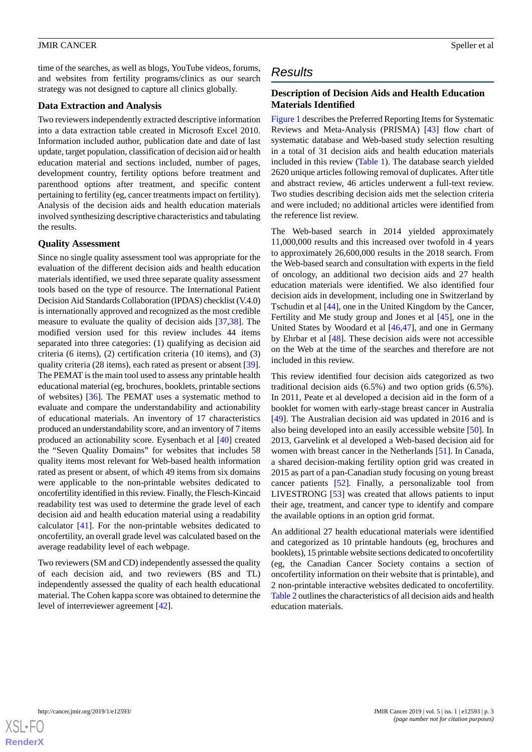time of the searches, as well as blogs, YouTube videos, forums, and websites from fertility programs/clinics as our search strategy was not designed to capture all clinics globally.

### Data Extraction and Analysis

Two reviewers independently extracted descriptive information into a data extraction table created in Microsoft Excel 2010. Information included author, publication date and date of last update, target population, classification of decision aid or health education material and sections included, number of pages, development country, fertility options before treatment and parenthood options after treatment, and specific content pertaining to fertility (eg, cancer treatments impact on fertility). Analysis of the decision aids and health education materials involved synthesizing descriptive characteristics and tabulating the results.

### Quality Assessment

Since no single quality assessment tool was appropriate for the evaluation of the different decision aids and health education materials identified, we used three separate quality assessment tools based on the type of resource. The International Patient Decision Aid Standards Collaboration (IPDAS) checklist (V.4.0) is internationally approved and recognized as the most credible measure to evaluate the quality of decision aids [37,38]. The modified version used for this review includes 44 items separated into three categories: (1) qualifying as decision aid criteria (6 items), (2) certification criteria (10 items), and (3) quality criteria (28 items), each rated as present or absent [39]. The PEMAT is the main tool used to assess any printable health educational material (eg, brochures, booklets, printable sections of websites) [36]. The PEMAT uses a systematic method to evaluate and compare the understandability and actionability of educational materials. An inventory of 17 characteristics produced an understandability score, and an inventory of 7 items produced an actionability score. Eysenbach et al [40] created the "Seven Quality Domains" for websites that includes 58 quality items most relevant for Web-based health information rated as present or absent, of which 49 items from six domains were applicable to the non-printable websites dedicated to oncofertility identified in this review. Finally, the Flesch-Kincaid readability test was used to determine the grade level of each decision aid and health education material using a readability calculator [41]. For the non-printable websites dedicated to oncofertility, an overall grade level was calculated based on the average readability level of each webpage.

Two reviewers (SM and CD) independently assessed the quality of each decision aid, and two reviewers (BS and TL) independently assessed the quality of each health educational material. The Cohen kappa score was obtained to determine the level of interreviewer agreement [42].

## Results

### Description of Decision Aids and Health Education Materials Identified

Figure 1 describes the Preferred Reporting Items for Systematic Reviews and Meta-Analysis (PRISMA) [43] flow chart of systematic database and Web-based study selection resulting in a total of 31 decision aids and health education materials included in this review (Table 1). The database search yielded 2620 unique articles following removal of duplicates. After title and abstract review, 46 articles underwent a full-text review. Two studies describing decision aids met the selection criteria and were included; no additional articles were identified from the reference list review.

The Web-based search in 2014 yielded approximately 11,000,000 results and this increased over twofold in 4 years to approximately 26,600,000 results in the 2018 search. From the Web-based search and consultation with experts in the field of oncology, an additional two decision aids and 27 health education materials were identified. We also identified four decision aids in development, including one in Switzerland by Tschudin et al [44], one in the United Kingdom by the Cancer, Fertility and Me study group and Jones et al [45], one in the United States by Woodard et al [46,47], and one in Germany by Ehrbar et al [48]. These decision aids were not accessible on the Web at the time of the searches and therefore are not included in this review.

This review identified four decision aids categorized as two traditional decision aids (6.5%) and two option grids (6.5%). In 2011, Peate et al developed a decision aid in the form of a booklet for women with early-stage breast cancer in Australia [49]. The Australian decision aid was updated in 2016 and is also being developed into an easily accessible website [50]. In 2013, Garvelink et al developed a Web-based decision aid for women with breast cancer in the Netherlands [51]. In Canada, a shared decision-making fertility option grid was created in 2015 as part of a pan-Canadian study focusing on young breast cancer patients [52]. Finally, a personalizable tool from LIVESTRONG [53] was created that allows patients to input their age, treatment, and cancer type to identify and compare the available options in an option grid format.

An additional 27 health educational materials were identified and categorized as 10 printable handouts (eg, brochures and booklets), 15 printable website sections dedicated to oncofertility (eg, the Canadian Cancer Society contains a section of oncofertility information on their website that is printable), and 2 non-printable interactive websites dedicated to oncofertility. Table 2 outlines the characteristics of all decision aids and health education materials.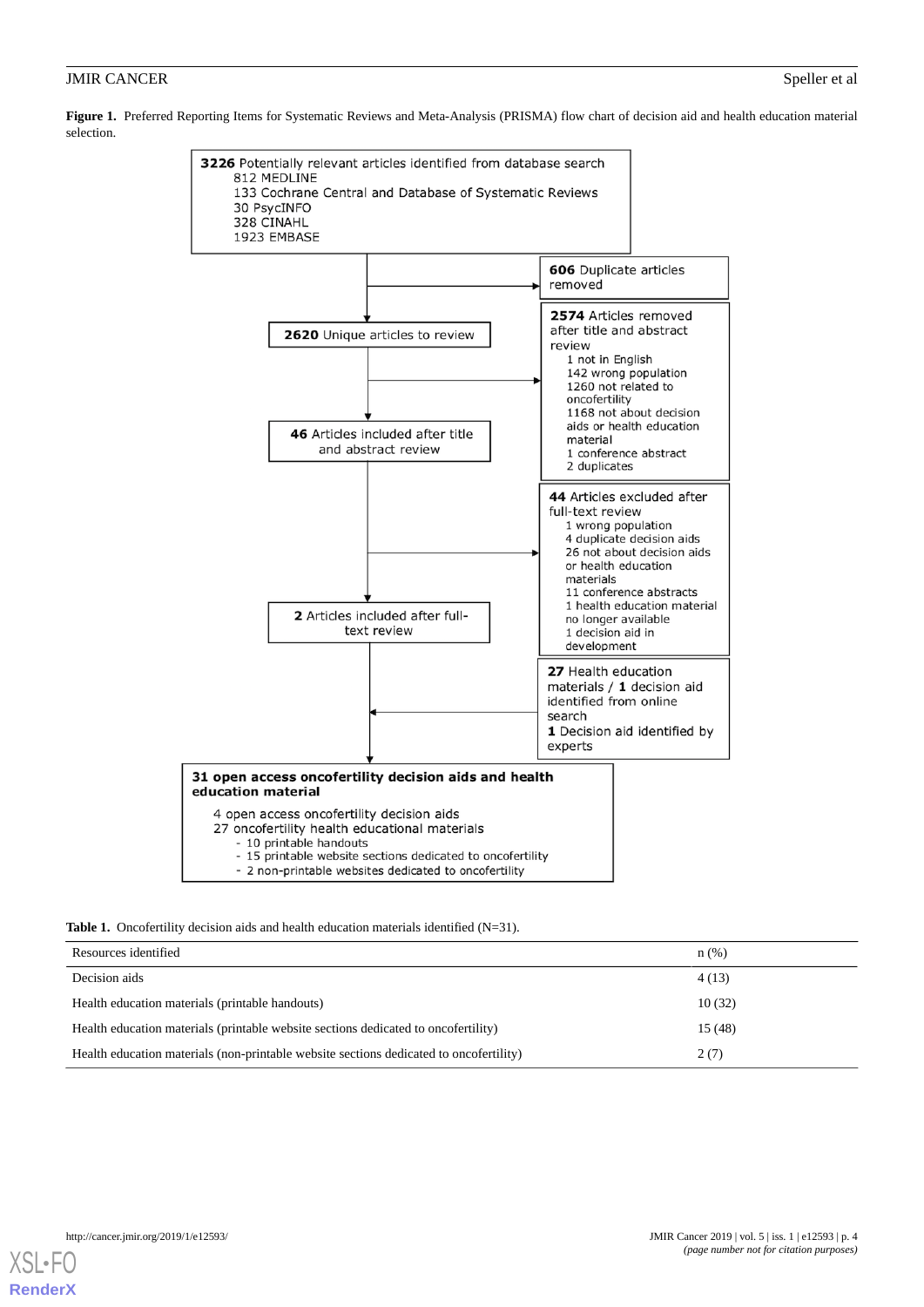**Figure 1.** Preferred Reporting Items for Systematic Reviews and Meta-Analysis (PRISMA) flow chart of decision aid and health education material selection.

**3226** Potentially relevant articles identified from database search
- 812 MEDLINE
- 133 Cochrane Central and Database of Systematic Reviews
- 30 PsycINFO
- 328 CINAHL
- 1923 EMBASE

**606** Duplicate articles removed

**2620** Unique articles to review

**2574** Articles removed after title and abstract review
- 1 not in English
- 142 wrong population
- 1260 not related to oncofertility
- 1168 not about decision aids or health education material
- 1 conference abstract
- 2 duplicates

**46** Articles included after title and abstract review

**44** Articles excluded after full-text review
- 1 wrong population
- 4 duplicate decision aids
- 26 not about decision aids or health education materials
- 11 conference abstracts
- 1 health education material no longer available
- 1 decision aid in development

**2** Articles included after full-text review

**27** Health education materials / **1** decision aid identified from online search
**1** Decision aid identified by experts

**31 open access oncofertility decision aids and health education material**
- 4 open access oncofertility decision aids
- 27 oncofertility health educational materials
  - 10 printable handouts
  - 15 printable website sections dedicated to oncofertility
  - 2 non-printable websites dedicated to oncofertility

**Table 1.** Oncofertility decision aids and health education materials identified (N=31).

| Resources identified | n (%) |
| --- | --- |
| Decision aids | 4 (13) |
| Health education materials (printable handouts) | 10 (32) |
| Health education materials (printable website sections dedicated to oncofertility) | 15 (48) |
| Health education materials (non-printable website sections dedicated to oncofertility) | 2 (7) |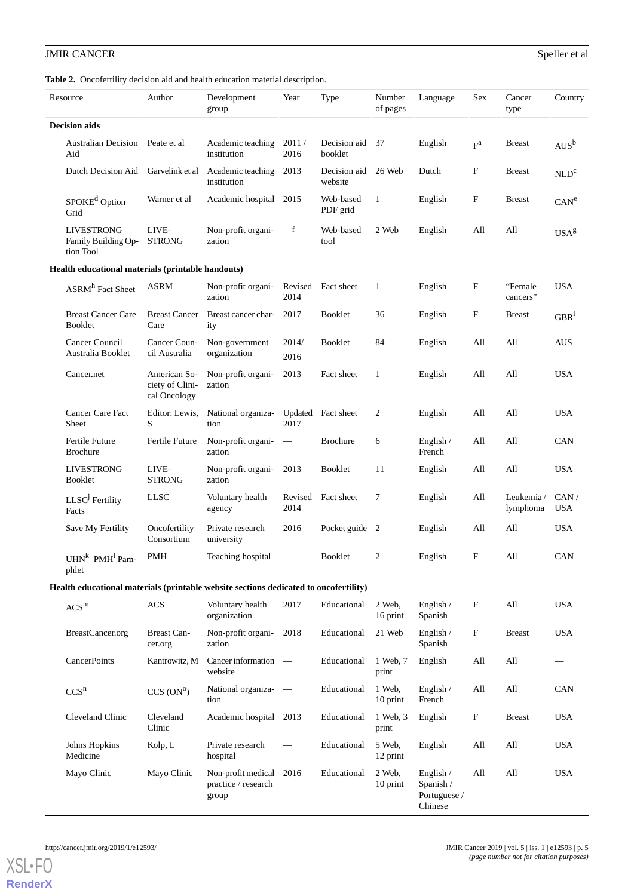**Table 2.** Oncofertility decision aid and health education material description.

| Resource | Author | Development group | Year | Type | Number of pages | Language | Sex | Cancer type | Country |
|---|---|---|---|---|---|---|---|---|---|
| **Decision aids** | | | | | | | | | |
| Australian Decision Aid | Peate et al | Academic teaching institution | 2011 / 2016 | Decision aid booklet | 37 | English | F[a] | Breast | AUS[b] |
| Dutch Decision Aid | Garvelink et al | Academic teaching institution | 2013 | Decision aid website | 26 Web | Dutch | F | Breast | NLD[c] |
| SPOKE[d] Option Grid | Warner et al | Academic hospital | 2015 | Web-based PDF grid | 1 | English | F | Breast | CAN[e] |
| LIVESTRONG Family Building Option Tool | LIVESTRONG | Non-profit organization | —[f] | Web-based tool | 2 Web | English | All | All | USA[g] |
| **Health educational materials (printable handouts)** | | | | | | | | | |
| ASRM[h] Fact Sheet | ASRM | Non-profit organization | Revised 2014 | Fact sheet | 1 | English | F | "Female cancers" | USA |
| Breast Cancer Care Booklet | Breast Cancer Care | Breast cancer charity | 2017 | Booklet | 36 | English | F | Breast | GBR[i] |
| Cancer Council Australia Booklet | Cancer Council Australia | Non-government organization | 2014/ 2016 | Booklet | 84 | English | All | All | AUS |
| Cancer.net | American Society of Clinical Oncology | Non-profit organization | 2013 | Fact sheet | 1 | English | All | All | USA |
| Cancer Care Fact Sheet | Editor: Lewis, S | National organization | Updated 2017 | Fact sheet | 2 | English | All | All | USA |
| Fertile Future Brochure | Fertile Future | Non-profit organization | — | Brochure | 6 | English / French | All | All | CAN |
| LIVESTRONG Booklet | LIVESTRONG | Non-profit organization | 2013 | Booklet | 11 | English | All | All | USA |
| LLSC[j] Fertility Facts | LLSC | Voluntary health agency | Revised 2014 | Fact sheet | 7 | English | All | Leukemia / lymphoma | CAN / USA |
| Save My Fertility | Oncofertility Consortium | Private research university | 2016 | Pocket guide | 2 | English | All | All | USA |
| UHN[k]–PMH[l] Pamphlet | PMH | Teaching hospital | — | Booklet | 2 | English | F | All | CAN |
| **Health educational materials (printable website sections dedicated to oncofertility)** | | | | | | | | | |
| ACS[m] | ACS | Voluntary health organization | 2017 | Educational | 2 Web, 16 print | English / Spanish | F | All | USA |
| BreastCancer.org | Breast Cancer.org | Non-profit organization | 2018 | Educational | 21 Web | English / Spanish | F | Breast | USA |
| CancerPoints | Kantrowitz, M | Cancer information website | — | Educational | 1 Web, 7 print | English | All | All | — |
| CCS[n] | CCS (ON[o]) | National organization | — | Educational | 1 Web, 10 print | English / French | All | All | CAN |
| Cleveland Clinic | Cleveland Clinic | Academic hospital | 2013 | Educational | 1 Web, 3 print | English | F | Breast | USA |
| Johns Hopkins Medicine | Kolp, L | Private research hospital | — | Educational | 5 Web, 12 print | English | All | All | USA |
| Mayo Clinic | Mayo Clinic | Non-profit medical practice / research group | 2016 | Educational | 2 Web, 10 print | English / Spanish / Portuguese / Chinese | All | All | USA |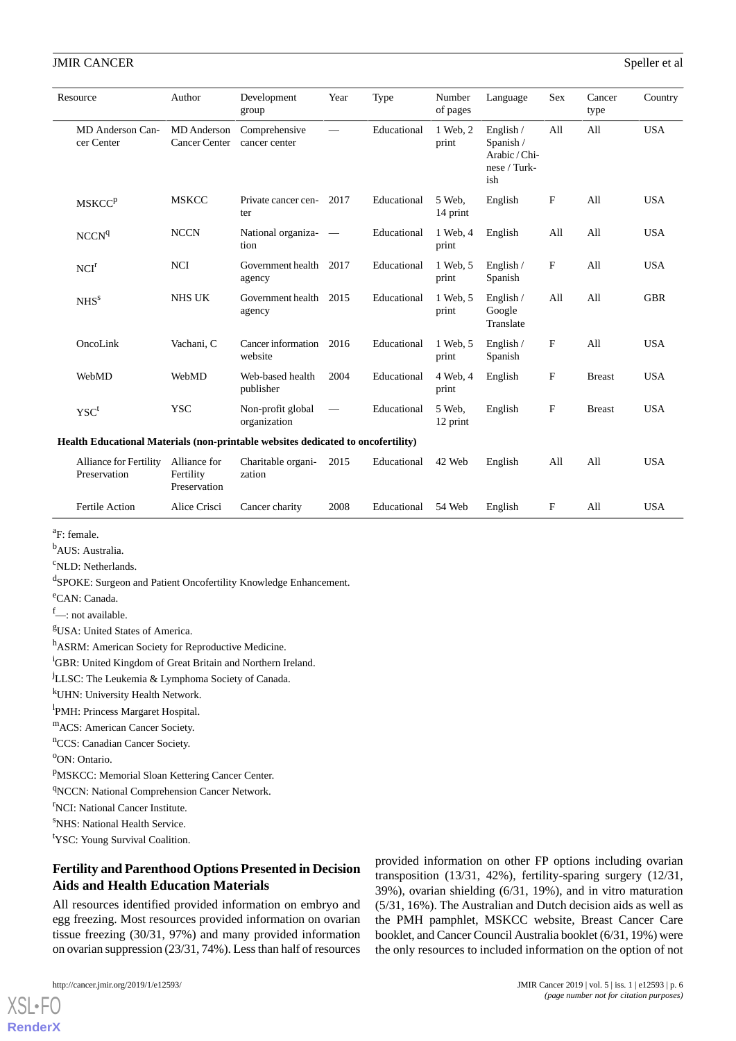| Resource | Author | Development group | Year | Type | Number of pages | Language | Sex | Cancer type | Country |
|---|---|---|---|---|---|---|---|---|---|
| MD Anderson Cancer Center | MD Anderson Cancer Center | Comprehensive cancer center | — | Educational | 1 Web, 2 print | English / Spanish / Arabic / Chinese / Turkish | All | All | USA |
| MSKCC[p] | MSKCC | Private cancer center | 2017 | Educational | 5 Web, 14 print | English | F | All | USA |
| NCCN[q] | NCCN | National organization | — | Educational | 1 Web, 4 print | English | All | All | USA |
| NCI[r] | NCI | Government health agency | 2017 | Educational | 1 Web, 5 print | English / Spanish | F | All | USA |
| NHS[s] | NHS UK | Government health agency | 2015 | Educational | 1 Web, 5 print | English / Google Translate | All | All | GBR |
| OncoLink | Vachani, C | Cancer information website | 2016 | Educational | 1 Web, 5 print | English / Spanish | F | All | USA |
| WebMD | WebMD | Web-based health publisher | 2004 | Educational | 4 Web, 4 print | English | F | Breast | USA |
| YSC[t] | YSC | Non-profit global organization | — | Educational | 5 Web, 12 print | English | F | Breast | USA |
| **Health Educational Materials (non-printable websites dedicated to oncofertility)** | | | | | | | | | |
| Alliance for Fertility Preservation | Alliance for Fertility Preservation | Charitable organization | 2015 | Educational | 42 Web | English | All | All | USA |
| Fertile Action | Alice Crisci | Cancer charity | 2008 | Educational | 54 Web | English | F | All | USA |

[a]F: female.

[b]AUS: Australia.

[c]NLD: Netherlands.

[d]SPOKE: Surgeon and Patient Oncofertility Knowledge Enhancement.

[e]CAN: Canada.

[f]—: not available.

[g]USA: United States of America.

[h]ASRM: American Society for Reproductive Medicine.

[i]GBR: United Kingdom of Great Britain and Northern Ireland.

[j]LLSC: The Leukemia & Lymphoma Society of Canada.

[k]UHN: University Health Network.

[l]PMH: Princess Margaret Hospital.

[m]ACS: American Cancer Society.

[n]CCS: Canadian Cancer Society.

[o]ON: Ontario.

[p]MSKCC: Memorial Sloan Kettering Cancer Center.

[q]NCCN: National Comprehension Cancer Network.

[r]NCI: National Cancer Institute.

[s]NHS: National Health Service.

[t]YSC: Young Survival Coalition.

## Fertility and Parenthood Options Presented in Decision Aids and Health Education Materials

All resources identified provided information on embryo and egg freezing. Most resources provided information on ovarian tissue freezing (30/31, 97%) and many provided information on ovarian suppression (23/31, 74%). Less than half of resources provided information on other FP options including ovarian transposition (13/31, 42%), fertility-sparing surgery (12/31, 39%), ovarian shielding (6/31, 19%), and in vitro maturation (5/31, 16%). The Australian and Dutch decision aids as well as the PMH pamphlet, MSKCC website, Breast Cancer Care booklet, and Cancer Council Australia booklet (6/31, 19%) were the only resources to included information on the option of not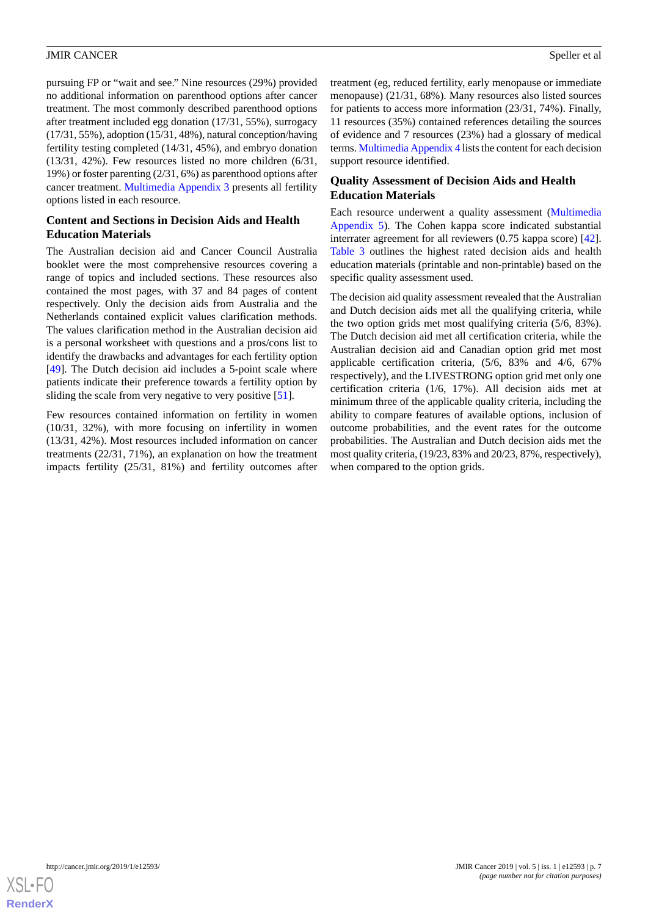pursuing FP or "wait and see." Nine resources (29%) provided no additional information on parenthood options after cancer treatment. The most commonly described parenthood options after treatment included egg donation (17/31, 55%), surrogacy (17/31, 55%), adoption (15/31, 48%), natural conception/having fertility testing completed (14/31, 45%), and embryo donation (13/31, 42%). Few resources listed no more children (6/31, 19%) or foster parenting (2/31, 6%) as parenthood options after cancer treatment. Multimedia Appendix 3 presents all fertility options listed in each resource.

### Content and Sections in Decision Aids and Health Education Materials

The Australian decision aid and Cancer Council Australia booklet were the most comprehensive resources covering a range of topics and included sections. These resources also contained the most pages, with 37 and 84 pages of content respectively. Only the decision aids from Australia and the Netherlands contained explicit values clarification methods. The values clarification method in the Australian decision aid is a personal worksheet with questions and a pros/cons list to identify the drawbacks and advantages for each fertility option [49]. The Dutch decision aid includes a 5-point scale where patients indicate their preference towards a fertility option by sliding the scale from very negative to very positive [51].

Few resources contained information on fertility in women (10/31, 32%), with more focusing on infertility in women (13/31, 42%). Most resources included information on cancer treatments (22/31, 71%), an explanation on how the treatment impacts fertility (25/31, 81%) and fertility outcomes after treatment (eg, reduced fertility, early menopause or immediate menopause) (21/31, 68%). Many resources also listed sources for patients to access more information (23/31, 74%). Finally, 11 resources (35%) contained references detailing the sources of evidence and 7 resources (23%) had a glossary of medical terms. Multimedia Appendix 4 lists the content for each decision support resource identified.

### Quality Assessment of Decision Aids and Health Education Materials

Each resource underwent a quality assessment (Multimedia Appendix 5). The Cohen kappa score indicated substantial interrater agreement for all reviewers (0.75 kappa score) [42]. Table 3 outlines the highest rated decision aids and health education materials (printable and non-printable) based on the specific quality assessment used.

The decision aid quality assessment revealed that the Australian and Dutch decision aids met all the qualifying criteria, while the two option grids met most qualifying criteria (5/6, 83%). The Dutch decision aid met all certification criteria, while the Australian decision aid and Canadian option grid met most applicable certification criteria, (5/6, 83% and 4/6, 67% respectively), and the LIVESTRONG option grid met only one certification criteria (1/6, 17%). All decision aids met at minimum three of the applicable quality criteria, including the ability to compare features of available options, inclusion of outcome probabilities, and the event rates for the outcome probabilities. The Australian and Dutch decision aids met the most quality criteria, (19/23, 83% and 20/23, 87%, respectively), when compared to the option grids.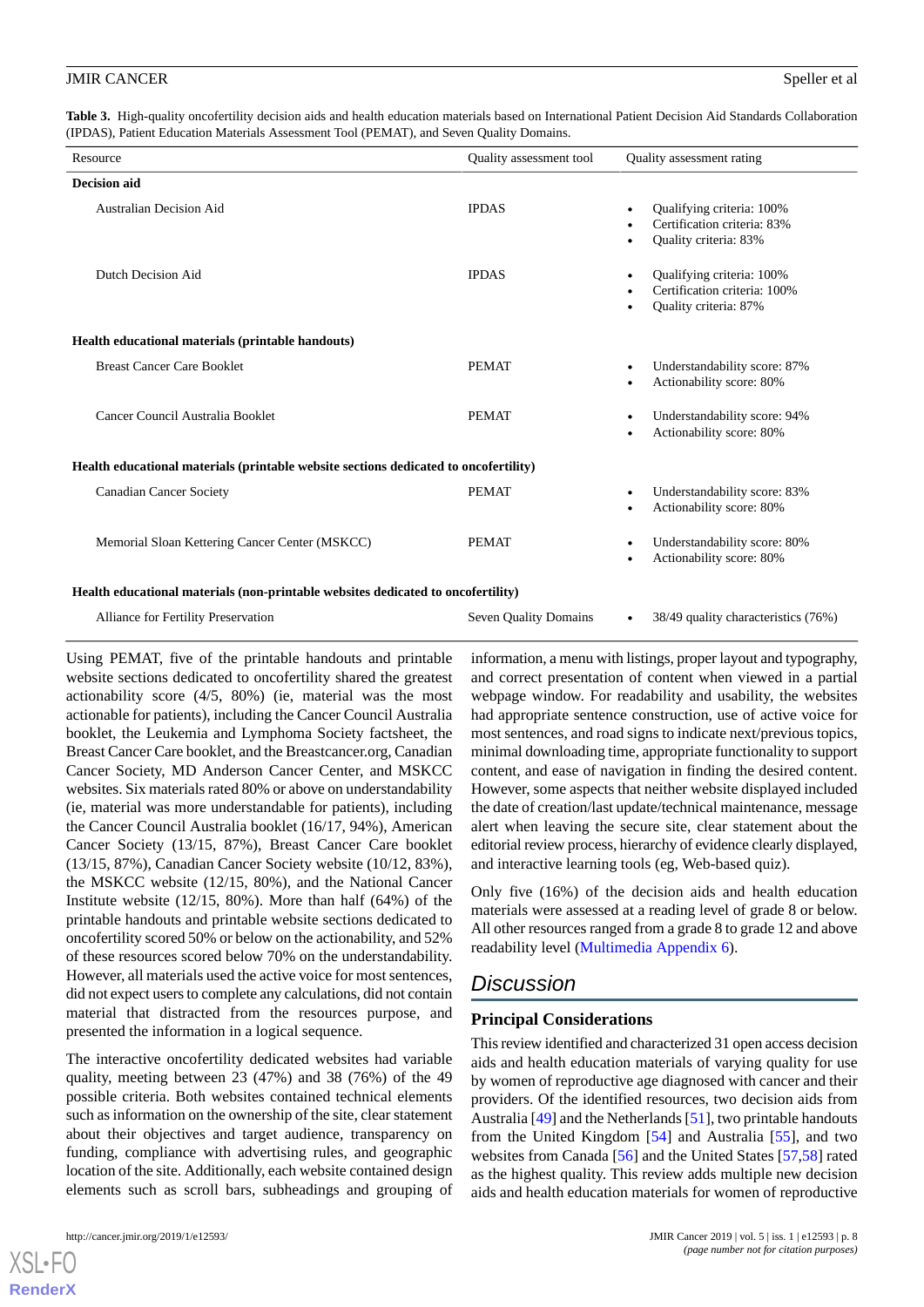**Table 3.** High-quality oncofertility decision aids and health education materials based on International Patient Decision Aid Standards Collaboration (IPDAS), Patient Education Materials Assessment Tool (PEMAT), and Seven Quality Domains.

| Resource | Quality assessment tool | Quality assessment rating |
|---|---|---|
| **Decision aid** | | |
| Australian Decision Aid | IPDAS | • Qualifying criteria: 100% • Certification criteria: 83% • Quality criteria: 83% |
| Dutch Decision Aid | IPDAS | • Qualifying criteria: 100% • Certification criteria: 100% • Quality criteria: 87% |
| **Health educational materials (printable handouts)** | | |
| Breast Cancer Care Booklet | PEMAT | • Understandability score: 87% • Actionability score: 80% |
| Cancer Council Australia Booklet | PEMAT | • Understandability score: 94% • Actionability score: 80% |
| **Health educational materials (printable website sections dedicated to oncofertility)** | | |
| Canadian Cancer Society | PEMAT | • Understandability score: 83% • Actionability score: 80% |
| Memorial Sloan Kettering Cancer Center (MSKCC) | PEMAT | • Understandability score: 80% • Actionability score: 80% |
| **Health educational materials (non-printable websites dedicated to oncofertility)** | | |
| Alliance for Fertility Preservation | Seven Quality Domains | • 38/49 quality characteristics (76%) |

Using PEMAT, five of the printable handouts and printable website sections dedicated to oncofertility shared the greatest actionability score (4/5, 80%) (ie, material was the most actionable for patients), including the Cancer Council Australia booklet, the Leukemia and Lymphoma Society factsheet, the Breast Cancer Care booklet, and the Breastcancer.org, Canadian Cancer Society, MD Anderson Cancer Center, and MSKCC websites. Six materials rated 80% or above on understandability (ie, material was more understandable for patients), including the Cancer Council Australia booklet (16/17, 94%), American Cancer Society (13/15, 87%), Breast Cancer Care booklet (13/15, 87%), Canadian Cancer Society website (10/12, 83%), the MSKCC website (12/15, 80%), and the National Cancer Institute website (12/15, 80%). More than half (64%) of the printable handouts and printable website sections dedicated to oncofertility scored 50% or below on the actionability, and 52% of these resources scored below 70% on the understandability. However, all materials used the active voice for most sentences, did not expect users to complete any calculations, did not contain material that distracted from the resources purpose, and presented the information in a logical sequence.

The interactive oncofertility dedicated websites had variable quality, meeting between 23 (47%) and 38 (76%) of the 49 possible criteria. Both websites contained technical elements such as information on the ownership of the site, clear statement about their objectives and target audience, transparency on funding, compliance with advertising rules, and geographic location of the site. Additionally, each website contained design elements such as scroll bars, subheadings and grouping of information, a menu with listings, proper layout and typography, and correct presentation of content when viewed in a partial webpage window. For readability and usability, the websites had appropriate sentence construction, use of active voice for most sentences, and road signs to indicate next/previous topics, minimal downloading time, appropriate functionality to support content, and ease of navigation in finding the desired content. However, some aspects that neither website displayed included the date of creation/last update/technical maintenance, message alert when leaving the secure site, clear statement about the editorial review process, hierarchy of evidence clearly displayed, and interactive learning tools (eg, Web-based quiz).

Only five (16%) of the decision aids and health education materials were assessed at a reading level of grade 8 or below. All other resources ranged from a grade 8 to grade 12 and above readability level (Multimedia Appendix 6).

# Discussion

## Principal Considerations

This review identified and characterized 31 open access decision aids and health education materials of varying quality for use by women of reproductive age diagnosed with cancer and their providers. Of the identified resources, two decision aids from Australia [49] and the Netherlands [51], two printable handouts from the United Kingdom [54] and Australia [55], and two websites from Canada [56] and the United States [57,58] rated as the highest quality. This review adds multiple new decision aids and health education materials for women of reproductive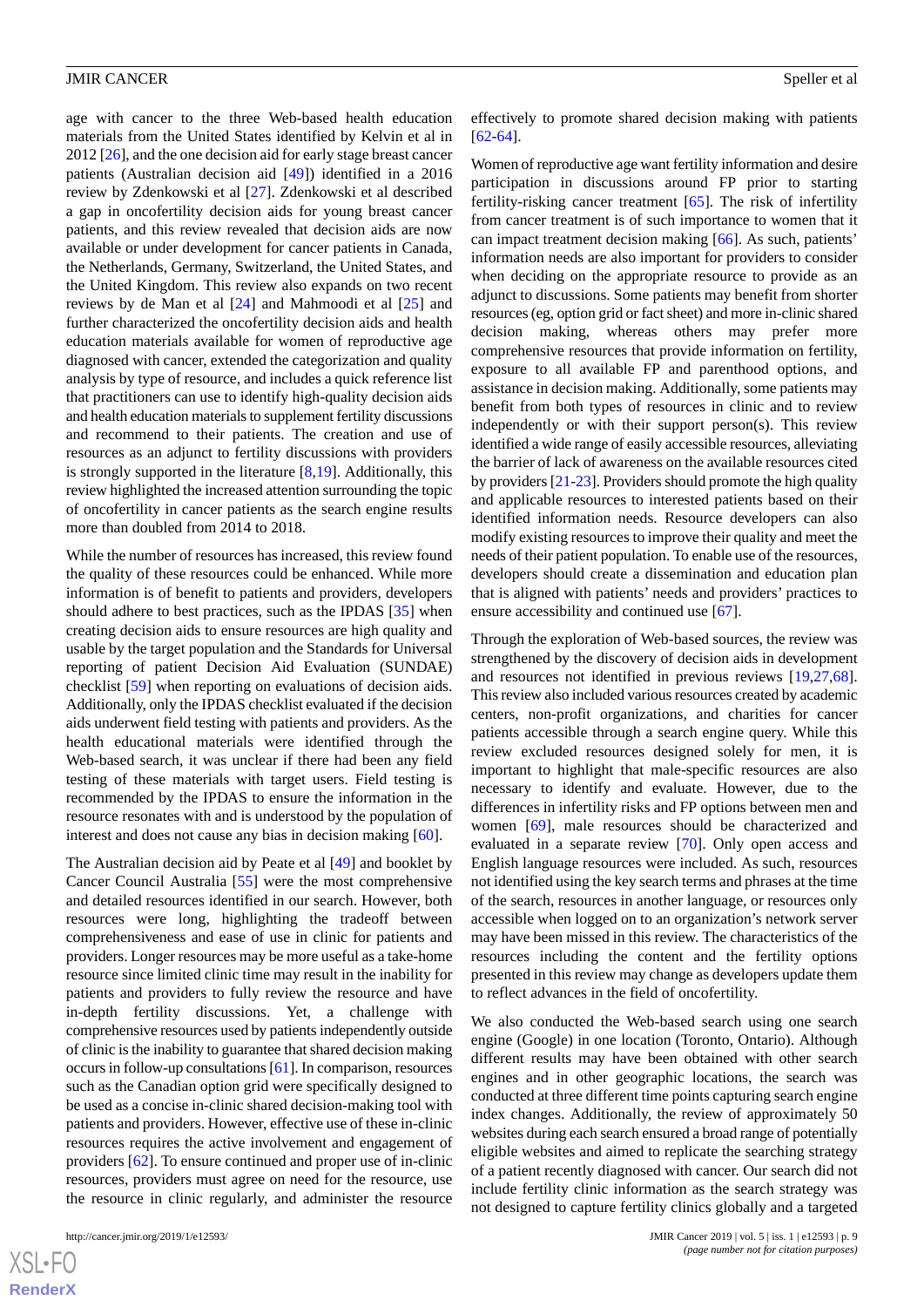age with cancer to the three Web-based health education materials from the United States identified by Kelvin et al in 2012 [26], and the one decision aid for early stage breast cancer patients (Australian decision aid [49]) identified in a 2016 review by Zdenkowski et al [27]. Zdenkowski et al described a gap in oncofertility decision aids for young breast cancer patients, and this review revealed that decision aids are now available or under development for cancer patients in Canada, the Netherlands, Germany, Switzerland, the United States, and the United Kingdom. This review also expands on two recent reviews by de Man et al [24] and Mahmoodi et al [25] and further characterized the oncofertility decision aids and health education materials available for women of reproductive age diagnosed with cancer, extended the categorization and quality analysis by type of resource, and includes a quick reference list that practitioners can use to identify high-quality decision aids and health education materials to supplement fertility discussions and recommend to their patients. The creation and use of resources as an adjunct to fertility discussions with providers is strongly supported in the literature [8,19]. Additionally, this review highlighted the increased attention surrounding the topic of oncofertility in cancer patients as the search engine results more than doubled from 2014 to 2018.

While the number of resources has increased, this review found the quality of these resources could be enhanced. While more information is of benefit to patients and providers, developers should adhere to best practices, such as the IPDAS [35] when creating decision aids to ensure resources are high quality and usable by the target population and the Standards for Universal reporting of patient Decision Aid Evaluation (SUNDAE) checklist [59] when reporting on evaluations of decision aids. Additionally, only the IPDAS checklist evaluated if the decision aids underwent field testing with patients and providers. As the health educational materials were identified through the Web-based search, it was unclear if there had been any field testing of these materials with target users. Field testing is recommended by the IPDAS to ensure the information in the resource resonates with and is understood by the population of interest and does not cause any bias in decision making [60].

The Australian decision aid by Peate et al [49] and booklet by Cancer Council Australia [55] were the most comprehensive and detailed resources identified in our search. However, both resources were long, highlighting the tradeoff between comprehensiveness and ease of use in clinic for patients and providers. Longer resources may be more useful as a take-home resource since limited clinic time may result in the inability for patients and providers to fully review the resource and have in-depth fertility discussions. Yet, a challenge with comprehensive resources used by patients independently outside of clinic is the inability to guarantee that shared decision making occurs in follow-up consultations [61]. In comparison, resources such as the Canadian option grid were specifically designed to be used as a concise in-clinic shared decision-making tool with patients and providers. However, effective use of these in-clinic resources requires the active involvement and engagement of providers [62]. To ensure continued and proper use of in-clinic resources, providers must agree on need for the resource, use the resource in clinic regularly, and administer the resource effectively to promote shared decision making with patients [62-64].

Women of reproductive age want fertility information and desire participation in discussions around FP prior to starting fertility-risking cancer treatment [65]. The risk of infertility from cancer treatment is of such importance to women that it can impact treatment decision making [66]. As such, patients' information needs are also important for providers to consider when deciding on the appropriate resource to provide as an adjunct to discussions. Some patients may benefit from shorter resources (eg, option grid or fact sheet) and more in-clinic shared decision making, whereas others may prefer more comprehensive resources that provide information on fertility, exposure to all available FP and parenthood options, and assistance in decision making. Additionally, some patients may benefit from both types of resources in clinic and to review independently or with their support person(s). This review identified a wide range of easily accessible resources, alleviating the barrier of lack of awareness on the available resources cited by providers [21-23]. Providers should promote the high quality and applicable resources to interested patients based on their identified information needs. Resource developers can also modify existing resources to improve their quality and meet the needs of their patient population. To enable use of the resources, developers should create a dissemination and education plan that is aligned with patients' needs and providers' practices to ensure accessibility and continued use [67].

Through the exploration of Web-based sources, the review was strengthened by the discovery of decision aids in development and resources not identified in previous reviews [19,27,68]. This review also included various resources created by academic centers, non-profit organizations, and charities for cancer patients accessible through a search engine query. While this review excluded resources designed solely for men, it is important to highlight that male-specific resources are also necessary to identify and evaluate. However, due to the differences in infertility risks and FP options between men and women [69], male resources should be characterized and evaluated in a separate review [70]. Only open access and English language resources were included. As such, resources not identified using the key search terms and phrases at the time of the search, resources in another language, or resources only accessible when logged on to an organization's network server may have been missed in this review. The characteristics of the resources including the content and the fertility options presented in this review may change as developers update them to reflect advances in the field of oncofertility.

We also conducted the Web-based search using one search engine (Google) in one location (Toronto, Ontario). Although different results may have been obtained with other search engines and in other geographic locations, the search was conducted at three different time points capturing search engine index changes. Additionally, the review of approximately 50 websites during each search ensured a broad range of potentially eligible websites and aimed to replicate the searching strategy of a patient recently diagnosed with cancer. Our search did not include fertility clinic information as the search strategy was not designed to capture fertility clinics globally and a targeted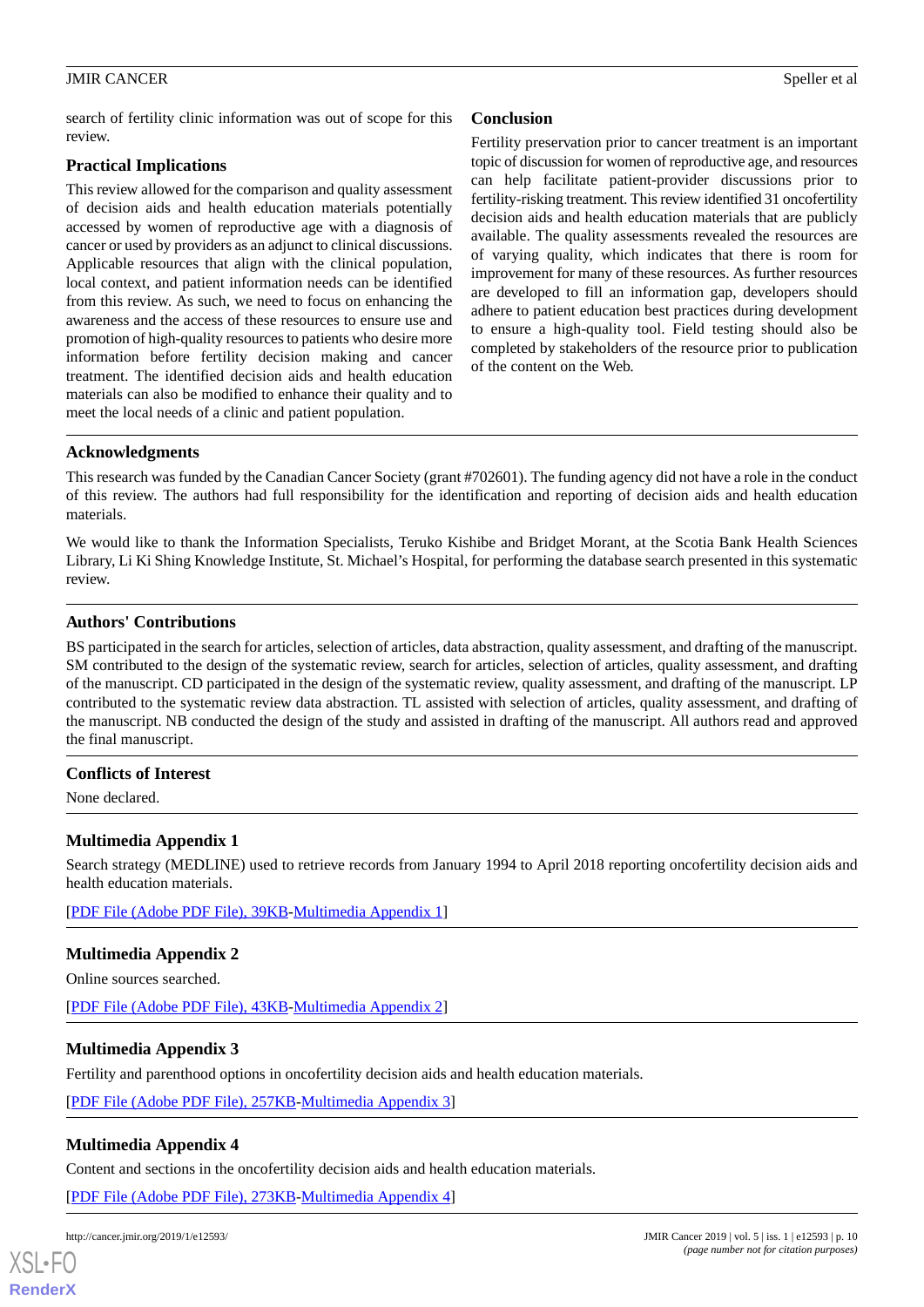search of fertility clinic information was out of scope for this review.

### Practical Implications

This review allowed for the comparison and quality assessment of decision aids and health education materials potentially accessed by women of reproductive age with a diagnosis of cancer or used by providers as an adjunct to clinical discussions. Applicable resources that align with the clinical population, local context, and patient information needs can be identified from this review. As such, we need to focus on enhancing the awareness and the access of these resources to ensure use and promotion of high-quality resources to patients who desire more information before fertility decision making and cancer treatment. The identified decision aids and health education materials can also be modified to enhance their quality and to meet the local needs of a clinic and patient population.

### Conclusion

Fertility preservation prior to cancer treatment is an important topic of discussion for women of reproductive age, and resources can help facilitate patient-provider discussions prior to fertility-risking treatment. This review identified 31 oncofertility decision aids and health education materials that are publicly available. The quality assessments revealed the resources are of varying quality, which indicates that there is room for improvement for many of these resources. As further resources are developed to fill an information gap, developers should adhere to patient education best practices during development to ensure a high-quality tool. Field testing should also be completed by stakeholders of the resource prior to publication of the content on the Web.

## Acknowledgments

This research was funded by the Canadian Cancer Society (grant #702601). The funding agency did not have a role in the conduct of this review. The authors had full responsibility for the identification and reporting of decision aids and health education materials.

We would like to thank the Information Specialists, Teruko Kishibe and Bridget Morant, at the Scotia Bank Health Sciences Library, Li Ki Shing Knowledge Institute, St. Michael's Hospital, for performing the database search presented in this systematic review.

## Authors' Contributions

BS participated in the search for articles, selection of articles, data abstraction, quality assessment, and drafting of the manuscript. SM contributed to the design of the systematic review, search for articles, selection of articles, quality assessment, and drafting of the manuscript. CD participated in the design of the systematic review, quality assessment, and drafting of the manuscript. LP contributed to the systematic review data abstraction. TL assisted with selection of articles, quality assessment, and drafting of the manuscript. NB conducted the design of the study and assisted in drafting of the manuscript. All authors read and approved the final manuscript.

## Conflicts of Interest

None declared.

## Multimedia Appendix 1

Search strategy (MEDLINE) used to retrieve records from January 1994 to April 2018 reporting oncofertility decision aids and health education materials.

[PDF File (Adobe PDF File), 39KB-Multimedia Appendix 1]

## Multimedia Appendix 2

Online sources searched.

[PDF File (Adobe PDF File), 43KB-Multimedia Appendix 2]

## Multimedia Appendix 3

Fertility and parenthood options in oncofertility decision aids and health education materials.

[PDF File (Adobe PDF File), 257KB-Multimedia Appendix 3]

## Multimedia Appendix 4

Content and sections in the oncofertility decision aids and health education materials.

[PDF File (Adobe PDF File), 273KB-Multimedia Appendix 4]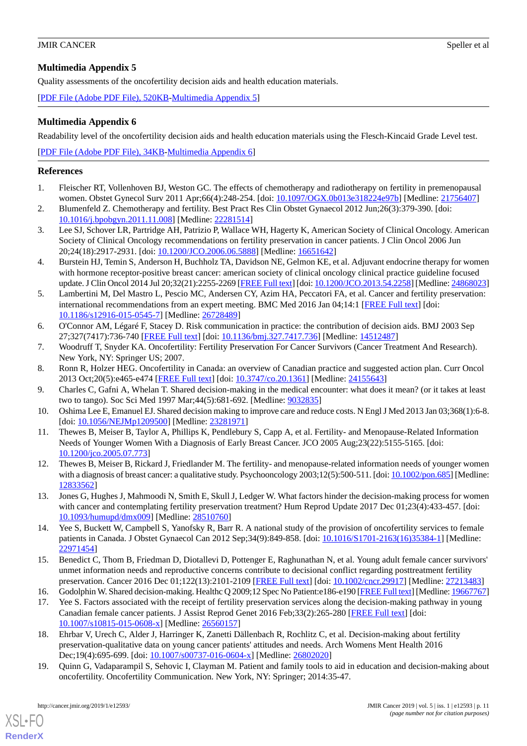## Multimedia Appendix 5

Quality assessments of the oncofertility decision aids and health education materials.

[PDF File (Adobe PDF File), 520KB-Multimedia Appendix 5]

## Multimedia Appendix 6

Readability level of the oncofertility decision aids and health education materials using the Flesch-Kincaid Grade Level test.

[PDF File (Adobe PDF File), 34KB-Multimedia Appendix 6]

## References

1. Fleischer RT, Vollenhoven BJ, Weston GC. The effects of chemotherapy and radiotherapy on fertility in premenopausal women. Obstet Gynecol Surv 2011 Apr;66(4):248-254. [doi: 10.1097/OGX.0b013e318224e97b] [Medline: 21756407]
2. Blumenfeld Z. Chemotherapy and fertility. Best Pract Res Clin Obstet Gynaecol 2012 Jun;26(3):379-390. [doi: 10.1016/j.bpobgyn.2011.11.008] [Medline: 22281514]
3. Lee SJ, Schover LR, Partridge AH, Patrizio P, Wallace WH, Hagerty K, American Society of Clinical Oncology. American Society of Clinical Oncology recommendations on fertility preservation in cancer patients. J Clin Oncol 2006 Jun 20;24(18):2917-2931. [doi: 10.1200/JCO.2006.06.5888] [Medline: 16651642]
4. Burstein HJ, Temin S, Anderson H, Buchholz TA, Davidson NE, Gelmon KE, et al. Adjuvant endocrine therapy for women with hormone receptor-positive breast cancer: american society of clinical oncology clinical practice guideline focused update. J Clin Oncol 2014 Jul 20;32(21):2255-2269 [FREE Full text] [doi: 10.1200/JCO.2013.54.2258] [Medline: 24868023]
5. Lambertini M, Del Mastro L, Pescio MC, Andersen CY, Azim HA, Peccatori FA, et al. Cancer and fertility preservation: international recommendations from an expert meeting. BMC Med 2016 Jan 04;14:1 [FREE Full text] [doi: 10.1186/s12916-015-0545-7] [Medline: 26728489]
6. O'Connor AM, Légaré F, Stacey D. Risk communication in practice: the contribution of decision aids. BMJ 2003 Sep 27;327(7417):736-740 [FREE Full text] [doi: 10.1136/bmj.327.7417.736] [Medline: 14512487]
7. Woodruff T, Snyder KA. Oncofertility: Fertility Preservation For Cancer Survivors (Cancer Treatment And Research). New York, NY: Springer US; 2007.
8. Ronn R, Holzer HEG. Oncofertility in Canada: an overview of Canadian practice and suggested action plan. Curr Oncol 2013 Oct;20(5):e465-e474 [FREE Full text] [doi: 10.3747/co.20.1361] [Medline: 24155643]
9. Charles C, Gafni A, Whelan T. Shared decision-making in the medical encounter: what does it mean? (or it takes at least two to tango). Soc Sci Med 1997 Mar;44(5):681-692. [Medline: 9032835]
10. Oshima Lee E, Emanuel EJ. Shared decision making to improve care and reduce costs. N Engl J Med 2013 Jan 03;368(1):6-8. [doi: 10.1056/NEJMp1209500] [Medline: 23281971]
11. Thewes B, Meiser B, Taylor A, Phillips K, Pendlebury S, Capp A, et al. Fertility- and Menopause-Related Information Needs of Younger Women With a Diagnosis of Early Breast Cancer. JCO 2005 Aug;23(22):5155-5165. [doi: 10.1200/jco.2005.07.773]
12. Thewes B, Meiser B, Rickard J, Friedlander M. The fertility- and menopause-related information needs of younger women with a diagnosis of breast cancer: a qualitative study. Psychooncology 2003;12(5):500-511. [doi: 10.1002/pon.685] [Medline: 12833562]
13. Jones G, Hughes J, Mahmoodi N, Smith E, Skull J, Ledger W. What factors hinder the decision-making process for women with cancer and contemplating fertility preservation treatment? Hum Reprod Update 2017 Dec 01;23(4):433-457. [doi: 10.1093/humupd/dmx009] [Medline: 28510760]
14. Yee S, Buckett W, Campbell S, Yanofsky R, Barr R. A national study of the provision of oncofertility services to female patients in Canada. J Obstet Gynaecol Can 2012 Sep;34(9):849-858. [doi: 10.1016/S1701-2163(16)35384-1] [Medline: 22971454]
15. Benedict C, Thom B, Friedman D, Diotallevi D, Pottenger E, Raghunathan N, et al. Young adult female cancer survivors' unmet information needs and reproductive concerns contribute to decisional conflict regarding posttreatment fertility preservation. Cancer 2016 Dec 01;122(13):2101-2109 [FREE Full text] [doi: 10.1002/cncr.29917] [Medline: 27213483]
16. Godolphin W. Shared decision-making. Healthc Q 2009;12 Spec No Patient:e186-e190 [FREE Full text] [Medline: 19667767]
17. Yee S. Factors associated with the receipt of fertility preservation services along the decision-making pathway in young Canadian female cancer patients. J Assist Reprod Genet 2016 Feb;33(2):265-280 [FREE Full text] [doi: 10.1007/s10815-015-0608-x] [Medline: 26560157]
18. Ehrbar V, Urech C, Alder J, Harringer K, Zanetti Dällenbach R, Rochlitz C, et al. Decision-making about fertility preservation-qualitative data on young cancer patients' attitudes and needs. Arch Womens Ment Health 2016 Dec;19(4):695-699. [doi: 10.1007/s00737-016-0604-x] [Medline: 26802020]
19. Quinn G, Vadaparampil S, Sehovic I, Clayman M. Patient and family tools to aid in education and decision-making about oncofertility. Oncofertility Communication. New York, NY: Springer; 2014:35-47.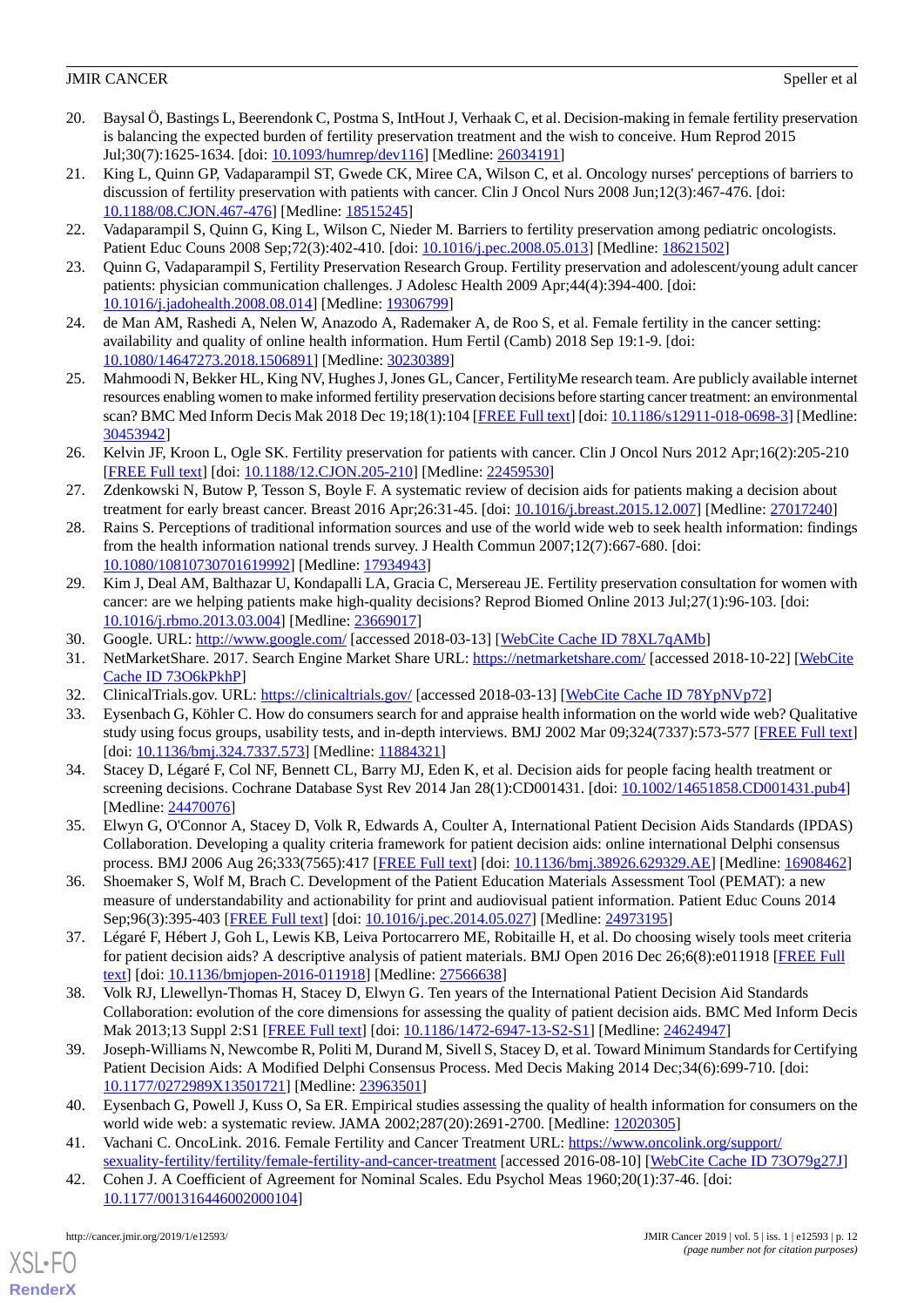20. Baysal Ö, Bastings L, Beerendonk C, Postma S, IntHout J, Verhaak C, et al. Decision-making in female fertility preservation is balancing the expected burden of fertility preservation treatment and the wish to conceive. Hum Reprod 2015 Jul;30(7):1625-1634. [doi: 10.1093/humrep/dev116] [Medline: 26034191]
21. King L, Quinn GP, Vadaparampil ST, Gwede CK, Miree CA, Wilson C, et al. Oncology nurses' perceptions of barriers to discussion of fertility preservation with patients with cancer. Clin J Oncol Nurs 2008 Jun;12(3):467-476. [doi: 10.1188/08.CJON.467-476] [Medline: 18515245]
22. Vadaparampil S, Quinn G, King L, Wilson C, Nieder M. Barriers to fertility preservation among pediatric oncologists. Patient Educ Couns 2008 Sep;72(3):402-410. [doi: 10.1016/j.pec.2008.05.013] [Medline: 18621502]
23. Quinn G, Vadaparampil S, Fertility Preservation Research Group. Fertility preservation and adolescent/young adult cancer patients: physician communication challenges. J Adolesc Health 2009 Apr;44(4):394-400. [doi: 10.1016/j.jadohealth.2008.08.014] [Medline: 19306799]
24. de Man AM, Rashedi A, Nelen W, Anazodo A, Rademaker A, de Roo S, et al. Female fertility in the cancer setting: availability and quality of online health information. Hum Fertil (Camb) 2018 Sep 19:1-9. [doi: 10.1080/14647273.2018.1506891] [Medline: 30230389]
25. Mahmoodi N, Bekker HL, King NV, Hughes J, Jones GL, Cancer, FertilityMe research team. Are publicly available internet resources enabling women to make informed fertility preservation decisions before starting cancer treatment: an environmental scan? BMC Med Inform Decis Mak 2018 Dec 19;18(1):104 [FREE Full text] [doi: 10.1186/s12911-018-0698-3] [Medline: 30453942]
26. Kelvin JF, Kroon L, Ogle SK. Fertility preservation for patients with cancer. Clin J Oncol Nurs 2012 Apr;16(2):205-210 [FREE Full text] [doi: 10.1188/12.CJON.205-210] [Medline: 22459530]
27. Zdenkowski N, Butow P, Tesson S, Boyle F. A systematic review of decision aids for patients making a decision about treatment for early breast cancer. Breast 2016 Apr;26:31-45. [doi: 10.1016/j.breast.2015.12.007] [Medline: 27017240]
28. Rains S. Perceptions of traditional information sources and use of the world wide web to seek health information: findings from the health information national trends survey. J Health Commun 2007;12(7):667-680. [doi: 10.1080/10810730701619992] [Medline: 17934943]
29. Kim J, Deal AM, Balthazar U, Kondapalli LA, Gracia C, Mersereau JE. Fertility preservation consultation for women with cancer: are we helping patients make high-quality decisions? Reprod Biomed Online 2013 Jul;27(1):96-103. [doi: 10.1016/j.rbmo.2013.03.004] [Medline: 23669017]
30. Google. URL: http://www.google.com/ [accessed 2018-03-13] [WebCite Cache ID 78XL7qAMb]
31. NetMarketShare. 2017. Search Engine Market Share URL: https://netmarketshare.com/ [accessed 2018-10-22] [WebCite Cache ID 73O6kPkhP]
32. ClinicalTrials.gov. URL: https://clinicaltrials.gov/ [accessed 2018-03-13] [WebCite Cache ID 78YpNVp72]
33. Eysenbach G, Köhler C. How do consumers search for and appraise health information on the world wide web? Qualitative study using focus groups, usability tests, and in-depth interviews. BMJ 2002 Mar 09;324(7337):573-577 [FREE Full text] [doi: 10.1136/bmj.324.7337.573] [Medline: 11884321]
34. Stacey D, Légaré F, Col NF, Bennett CL, Barry MJ, Eden K, et al. Decision aids for people facing health treatment or screening decisions. Cochrane Database Syst Rev 2014 Jan 28(1):CD001431. [doi: 10.1002/14651858.CD001431.pub4] [Medline: 24470076]
35. Elwyn G, O'Connor A, Stacey D, Volk R, Edwards A, Coulter A, International Patient Decision Aids Standards (IPDAS) Collaboration. Developing a quality criteria framework for patient decision aids: online international Delphi consensus process. BMJ 2006 Aug 26;333(7565):417 [FREE Full text] [doi: 10.1136/bmj.38926.629329.AE] [Medline: 16908462]
36. Shoemaker S, Wolf M, Brach C. Development of the Patient Education Materials Assessment Tool (PEMAT): a new measure of understandability and actionability for print and audiovisual patient information. Patient Educ Couns 2014 Sep;96(3):395-403 [FREE Full text] [doi: 10.1016/j.pec.2014.05.027] [Medline: 24973195]
37. Légaré F, Hébert J, Goh L, Lewis KB, Leiva Portocarrero ME, Robitaille H, et al. Do choosing wisely tools meet criteria for patient decision aids? A descriptive analysis of patient materials. BMJ Open 2016 Dec 26;6(8):e011918 [FREE Full text] [doi: 10.1136/bmjopen-2016-011918] [Medline: 27566638]
38. Volk RJ, Llewellyn-Thomas H, Stacey D, Elwyn G. Ten years of the International Patient Decision Aid Standards Collaboration: evolution of the core dimensions for assessing the quality of patient decision aids. BMC Med Inform Decis Mak 2013;13 Suppl 2:S1 [FREE Full text] [doi: 10.1186/1472-6947-13-S2-S1] [Medline: 24624947]
39. Joseph-Williams N, Newcombe R, Politi M, Durand M, Sivell S, Stacey D, et al. Toward Minimum Standards for Certifying Patient Decision Aids: A Modified Delphi Consensus Process. Med Decis Making 2014 Dec;34(6):699-710. [doi: 10.1177/0272989X13501721] [Medline: 23963501]
40. Eysenbach G, Powell J, Kuss O, Sa ER. Empirical studies assessing the quality of health information for consumers on the world wide web: a systematic review. JAMA 2002;287(20):2691-2700. [Medline: 12020305]
41. Vachani C. OncoLink. 2016. Female Fertility and Cancer Treatment URL: https://www.oncolink.org/support/sexuality-fertility/fertility/female-fertility-and-cancer-treatment [accessed 2016-08-10] [WebCite Cache ID 73O79g27J]
42. Cohen J. A Coefficient of Agreement for Nominal Scales. Edu Psychol Meas 1960;20(1):37-46. [doi: 10.1177/001316446002000104]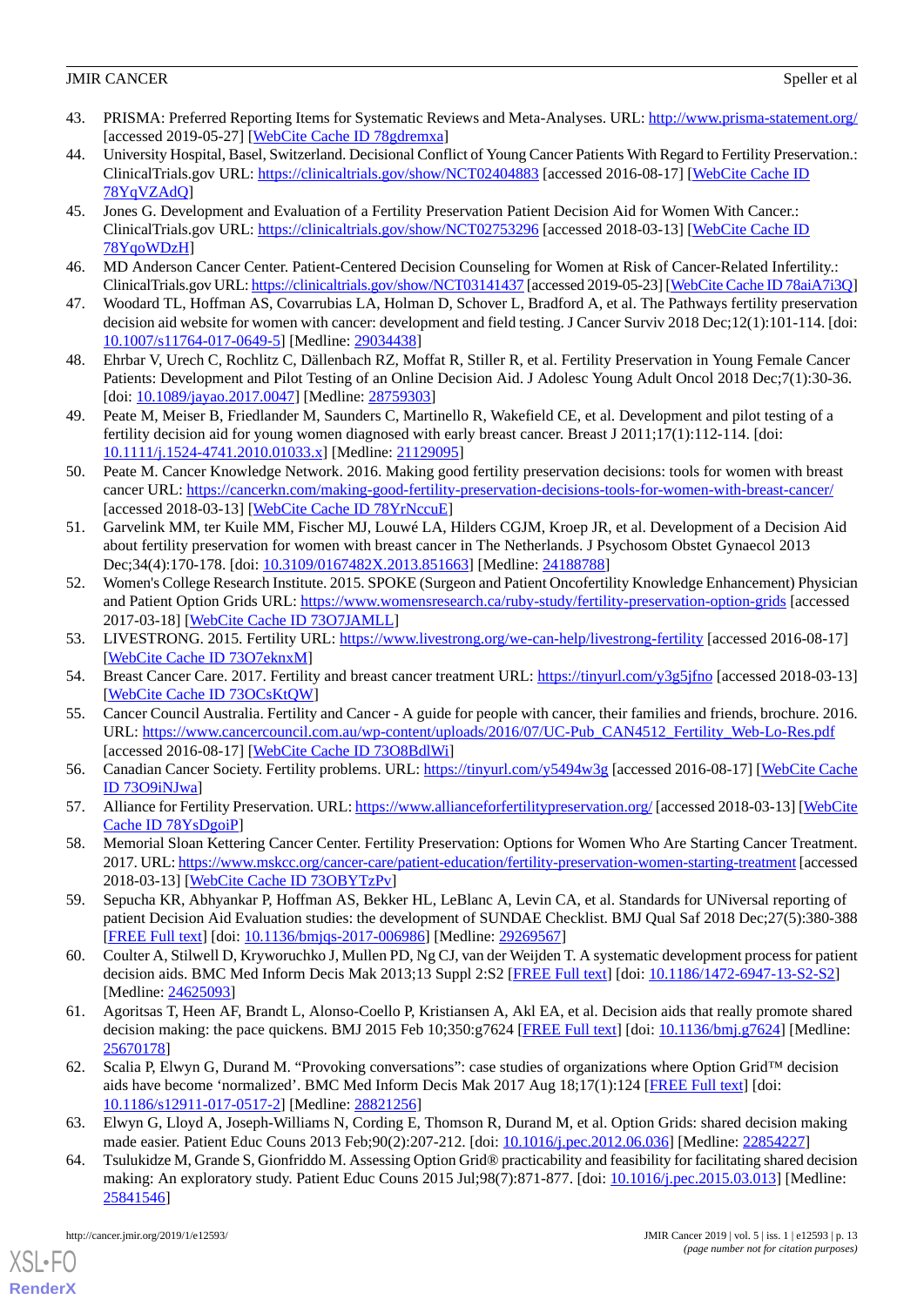43. PRISMA: Preferred Reporting Items for Systematic Reviews and Meta-Analyses. URL: http://www.prisma-statement.org/ [accessed 2019-05-27] [WebCite Cache ID 78gdremxa]
44. University Hospital, Basel, Switzerland. Decisional Conflict of Young Cancer Patients With Regard to Fertility Preservation.: ClinicalTrials.gov URL: https://clinicaltrials.gov/show/NCT02404883 [accessed 2016-08-17] [WebCite Cache ID 78YqVZAdQ]
45. Jones G. Development and Evaluation of a Fertility Preservation Patient Decision Aid for Women With Cancer.: ClinicalTrials.gov URL: https://clinicaltrials.gov/show/NCT02753296 [accessed 2018-03-13] [WebCite Cache ID 78YqoWDzH]
46. MD Anderson Cancer Center. Patient-Centered Decision Counseling for Women at Risk of Cancer-Related Infertility.: ClinicalTrials.gov URL: https://clinicaltrials.gov/show/NCT03141437 [accessed 2019-05-23] [WebCite Cache ID 78aiA7i3Q]
47. Woodard TL, Hoffman AS, Covarrubias LA, Holman D, Schover L, Bradford A, et al. The Pathways fertility preservation decision aid website for women with cancer: development and field testing. J Cancer Surviv 2018 Dec;12(1):101-114. [doi: 10.1007/s11764-017-0649-5] [Medline: 29034438]
48. Ehrbar V, Urech C, Rochlitz C, Dällenbach RZ, Moffat R, Stiller R, et al. Fertility Preservation in Young Female Cancer Patients: Development and Pilot Testing of an Online Decision Aid. J Adolesc Young Adult Oncol 2018 Dec;7(1):30-36. [doi: 10.1089/jayao.2017.0047] [Medline: 28759303]
49. Peate M, Meiser B, Friedlander M, Saunders C, Martinello R, Wakefield CE, et al. Development and pilot testing of a fertility decision aid for young women diagnosed with early breast cancer. Breast J 2011;17(1):112-114. [doi: 10.1111/j.1524-4741.2010.01033.x] [Medline: 21129095]
50. Peate M. Cancer Knowledge Network. 2016. Making good fertility preservation decisions: tools for women with breast cancer URL: https://cancerkn.com/making-good-fertility-preservation-decisions-tools-for-women-with-breast-cancer/ [accessed 2018-03-13] [WebCite Cache ID 78YrNccuE]
51. Garvelink MM, ter Kuile MM, Fischer MJ, Louwé LA, Hilders CGJM, Kroep JR, et al. Development of a Decision Aid about fertility preservation for women with breast cancer in The Netherlands. J Psychosom Obstet Gynaecol 2013 Dec;34(4):170-178. [doi: 10.3109/0167482X.2013.851663] [Medline: 24188788]
52. Women's College Research Institute. 2015. SPOKE (Surgeon and Patient Oncofertility Knowledge Enhancement) Physician and Patient Option Grids URL: https://www.womensresearch.ca/ruby-study/fertility-preservation-option-grids [accessed 2017-03-18] [WebCite Cache ID 73O7JAMLL]
53. LIVESTRONG. 2015. Fertility URL: https://www.livestrong.org/we-can-help/livestrong-fertility [accessed 2016-08-17] [WebCite Cache ID 73O7eknxM]
54. Breast Cancer Care. 2017. Fertility and breast cancer treatment URL: https://tinyurl.com/y3g5jfno [accessed 2018-03-13] [WebCite Cache ID 73OCsKtQW]
55. Cancer Council Australia. Fertility and Cancer - A guide for people with cancer, their families and friends, brochure. 2016. URL: https://www.cancercouncil.com.au/wp-content/uploads/2016/07/UC-Pub_CAN4512_Fertility_Web-Lo-Res.pdf [accessed 2016-08-17] [WebCite Cache ID 73O8BdlWi]
56. Canadian Cancer Society. Fertility problems. URL: https://tinyurl.com/y5494w3g [accessed 2016-08-17] [WebCite Cache ID 73O9iNJwa]
57. Alliance for Fertility Preservation. URL: https://www.allianceforfertilitypreservation.org/ [accessed 2018-03-13] [WebCite Cache ID 78YsDgoiP]
58. Memorial Sloan Kettering Cancer Center. Fertility Preservation: Options for Women Who Are Starting Cancer Treatment. 2017. URL: https://www.mskcc.org/cancer-care/patient-education/fertility-preservation-women-starting-treatment [accessed 2018-03-13] [WebCite Cache ID 73OBYTzPv]
59. Sepucha KR, Abhyankar P, Hoffman AS, Bekker HL, LeBlanc A, Levin CA, et al. Standards for UNiversal reporting of patient Decision Aid Evaluation studies: the development of SUNDAE Checklist. BMJ Qual Saf 2018 Dec;27(5):380-388 [FREE Full text] [doi: 10.1136/bmjqs-2017-006986] [Medline: 29269567]
60. Coulter A, Stilwell D, Kryworuchko J, Mullen PD, Ng CJ, van der Weijden T. A systematic development process for patient decision aids. BMC Med Inform Decis Mak 2013;13 Suppl 2:S2 [FREE Full text] [doi: 10.1186/1472-6947-13-S2-S2] [Medline: 24625093]
61. Agoritsas T, Heen AF, Brandt L, Alonso-Coello P, Kristiansen A, Akl EA, et al. Decision aids that really promote shared decision making: the pace quickens. BMJ 2015 Feb 10;350:g7624 [FREE Full text] [doi: 10.1136/bmj.g7624] [Medline: 25670178]
62. Scalia P, Elwyn G, Durand M. "Provoking conversations": case studies of organizations where Option Grid™ decision aids have become 'normalized'. BMC Med Inform Decis Mak 2017 Aug 18;17(1):124 [FREE Full text] [doi: 10.1186/s12911-017-0517-2] [Medline: 28821256]
63. Elwyn G, Lloyd A, Joseph-Williams N, Cording E, Thomson R, Durand M, et al. Option Grids: shared decision making made easier. Patient Educ Couns 2013 Feb;90(2):207-212. [doi: 10.1016/j.pec.2012.06.036] [Medline: 22854227]
64. Tsulukidze M, Grande S, Gionfriddo M. Assessing Option Grid® practicability and feasibility for facilitating shared decision making: An exploratory study. Patient Educ Couns 2015 Jul;98(7):871-877. [doi: 10.1016/j.pec.2015.03.013] [Medline: 25841546]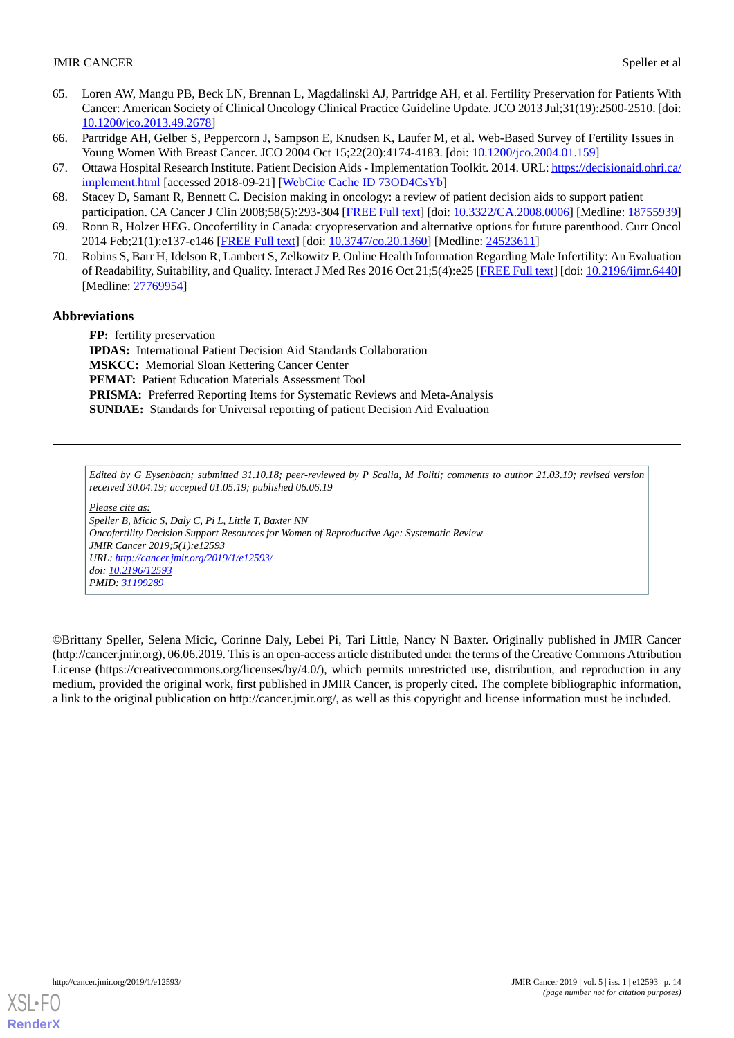65. Loren AW, Mangu PB, Beck LN, Brennan L, Magdalinski AJ, Partridge AH, et al. Fertility Preservation for Patients With Cancer: American Society of Clinical Oncology Clinical Practice Guideline Update. JCO 2013 Jul;31(19):2500-2510. [doi: 10.1200/jco.2013.49.2678]
66. Partridge AH, Gelber S, Peppercorn J, Sampson E, Knudsen K, Laufer M, et al. Web-Based Survey of Fertility Issues in Young Women With Breast Cancer. JCO 2004 Oct 15;22(20):4174-4183. [doi: 10.1200/jco.2004.01.159]
67. Ottawa Hospital Research Institute. Patient Decision Aids - Implementation Toolkit. 2014. URL: https://decisionaid.ohri.ca/implement.html [accessed 2018-09-21] [WebCite Cache ID 73OD4CsYb]
68. Stacey D, Samant R, Bennett C. Decision making in oncology: a review of patient decision aids to support patient participation. CA Cancer J Clin 2008;58(5):293-304 [FREE Full text] [doi: 10.3322/CA.2008.0006] [Medline: 18755939]
69. Ronn R, Holzer HEG. Oncofertility in Canada: cryopreservation and alternative options for future parenthood. Curr Oncol 2014 Feb;21(1):e137-e146 [FREE Full text] [doi: 10.3747/co.20.1360] [Medline: 24523611]
70. Robins S, Barr H, Idelson R, Lambert S, Zelkowitz P. Online Health Information Regarding Male Infertility: An Evaluation of Readability, Suitability, and Quality. Interact J Med Res 2016 Oct 21;5(4):e25 [FREE Full text] [doi: 10.2196/ijmr.6440] [Medline: 27769954]

## Abbreviations

**FP:** fertility preservation
**IPDAS:** International Patient Decision Aid Standards Collaboration
**MSKCC:** Memorial Sloan Kettering Cancer Center
**PEMAT:** Patient Education Materials Assessment Tool
**PRISMA:** Preferred Reporting Items for Systematic Reviews and Meta-Analysis
**SUNDAE:** Standards for Universal reporting of patient Decision Aid Evaluation

---

*Edited by G Eysenbach; submitted 31.10.18; peer-reviewed by P Scalia, M Politi; comments to author 21.03.19; revised version received 30.04.19; accepted 01.05.19; published 06.06.19*

*Please cite as:*
*Speller B, Micic S, Daly C, Pi L, Little T, Baxter NN*
*Oncofertility Decision Support Resources for Women of Reproductive Age: Systematic Review*
*JMIR Cancer 2019;5(1):e12593*
*URL: http://cancer.jmir.org/2019/1/e12593/*
*doi: 10.2196/12593*
*PMID: 31199289*

©Brittany Speller, Selena Micic, Corinne Daly, Lebei Pi, Tari Little, Nancy N Baxter. Originally published in JMIR Cancer (http://cancer.jmir.org), 06.06.2019. This is an open-access article distributed under the terms of the Creative Commons Attribution License (https://creativecommons.org/licenses/by/4.0/), which permits unrestricted use, distribution, and reproduction in any medium, provided the original work, first published in JMIR Cancer, is properly cited. The complete bibliographic information, a link to the original publication on http://cancer.jmir.org/, as well as this copyright and license information must be included.